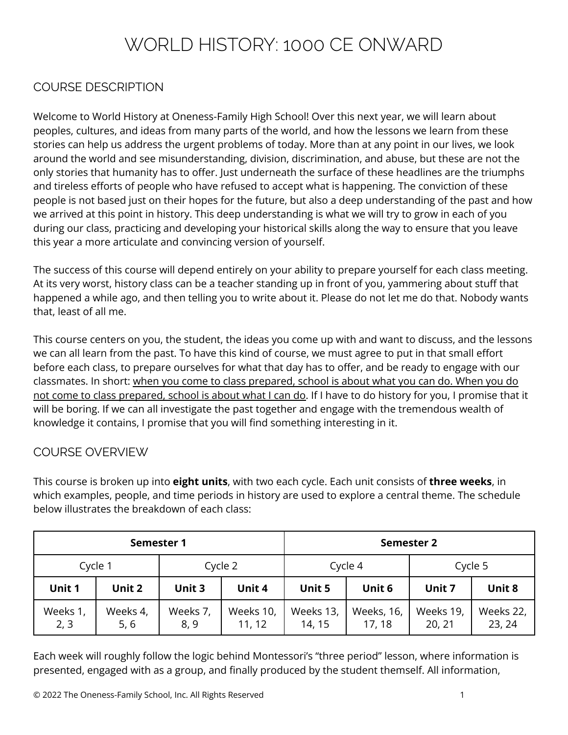# WORLD HISTORY: 1000 CE ONWARD

## COURSE DESCRIPTION

Welcome to World History at Oneness-Family High School! Over this next year, we will learn about peoples, cultures, and ideas from many parts of the world, and how the lessons we learn from these stories can help us address the urgent problems of today. More than at any point in our lives, we look around the world and see misunderstanding, division, discrimination, and abuse, but these are not the only stories that humanity has to offer. Just underneath the surface of these headlines are the triumphs and tireless efforts of people who have refused to accept what is happening. The conviction of these people is not based just on their hopes for the future, but also a deep understanding of the past and how we arrived at this point in history. This deep understanding is what we will try to grow in each of you during our class, practicing and developing your historical skills along the way to ensure that you leave this year a more articulate and convincing version of yourself.

The success of this course will depend entirely on your ability to prepare yourself for each class meeting. At its very worst, history class can be a teacher standing up in front of you, yammering about stuff that happened a while ago, and then telling you to write about it. Please do not let me do that. Nobody wants that, least of all me.

This course centers on you, the student, the ideas you come up with and want to discuss, and the lessons we can all learn from the past. To have this kind of course, we must agree to put in that small effort before each class, to prepare ourselves for what that day has to offer, and be ready to engage with our classmates. In short: <u>when you come to class prepared, school is about what you can do. When you do not come to class prepared, school is about what I can do</u>. If I have to do history for you, I promise that it will be boring. If we can all investigate the past together and engage with the tremendous wealth of knowledge it contains, I promise that you will find something interesting in it.

## COURSE OVERVIEW

This course is broken up into **eight units**, with two each cycle. Each unit consists of **three weeks**, in which examples, people, and time periods in history are used to explore a central theme. The schedule below illustrates the breakdown of each class:

| **Semester 1** | | | | **Semester 2** | | | |
|---|---|---|---|---|---|---|---|
| Cycle 1 | | Cycle 2 | | Cycle 4 | | Cycle 5 | |
| **Unit 1** | **Unit 2** | **Unit 3** | **Unit 4** | **Unit 5** | **Unit 6** | **Unit 7** | **Unit 8** |
| Weeks 1, 2, 3 | Weeks 4, 5, 6 | Weeks 7, 8, 9 | Weeks 10, 11, 12 | Weeks 13, 14, 15 | Weeks, 16, 17, 18 | Weeks 19, 20, 21 | Weeks 22, 23, 24 |

Each week will roughly follow the logic behind Montessori's "three period" lesson, where information is presented, engaged with as a group, and finally produced by the student themself. All information,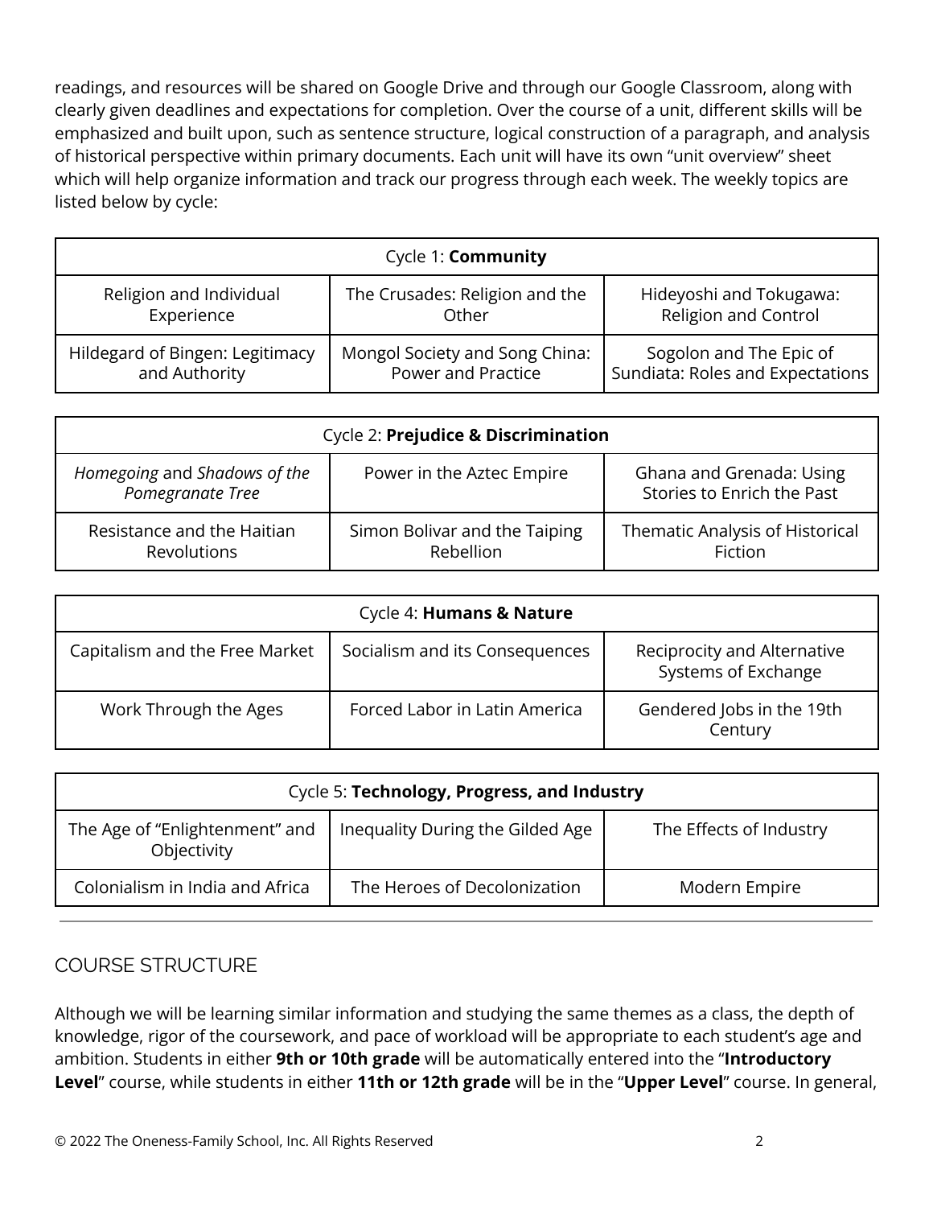readings, and resources will be shared on Google Drive and through our Google Classroom, along with clearly given deadlines and expectations for completion. Over the course of a unit, different skills will be emphasized and built upon, such as sentence structure, logical construction of a paragraph, and analysis of historical perspective within primary documents. Each unit will have its own "unit overview" sheet which will help organize information and track our progress through each week. The weekly topics are listed below by cycle:

| Cycle 1: **Community** | | |
|---|---|---|
| Religion and Individual Experience | The Crusades: Religion and the Other | Hideyoshi and Tokugawa: Religion and Control |
| Hildegard of Bingen: Legitimacy and Authority | Mongol Society and Song China: Power and Practice | Sogolon and The Epic of Sundiata: Roles and Expectations |

| Cycle 2: **Prejudice & Discrimination** | | |
|---|---|---|
| *Homegoing* and *Shadows of the Pomegranate Tree* | Power in the Aztec Empire | Ghana and Grenada: Using Stories to Enrich the Past |
| Resistance and the Haitian Revolutions | Simon Bolivar and the Taiping Rebellion | Thematic Analysis of Historical Fiction |

| Cycle 4: **Humans & Nature** | | |
|---|---|---|
| Capitalism and the Free Market | Socialism and its Consequences | Reciprocity and Alternative Systems of Exchange |
| Work Through the Ages | Forced Labor in Latin America | Gendered Jobs in the 19th Century |

| Cycle 5: **Technology, Progress, and Industry** | | |
|---|---|---|
| The Age of "Enlightenment" and Objectivity | Inequality During the Gilded Age | The Effects of Industry |
| Colonialism in India and Africa | The Heroes of Decolonization | Modern Empire |

---

## COURSE STRUCTURE

Although we will be learning similar information and studying the same themes as a class, the depth of knowledge, rigor of the coursework, and pace of workload will be appropriate to each student's age and ambition. Students in either **9th or 10th grade** will be automatically entered into the "**Introductory Level**" course, while students in either **11th or 12th grade** will be in the "**Upper Level**" course. In general,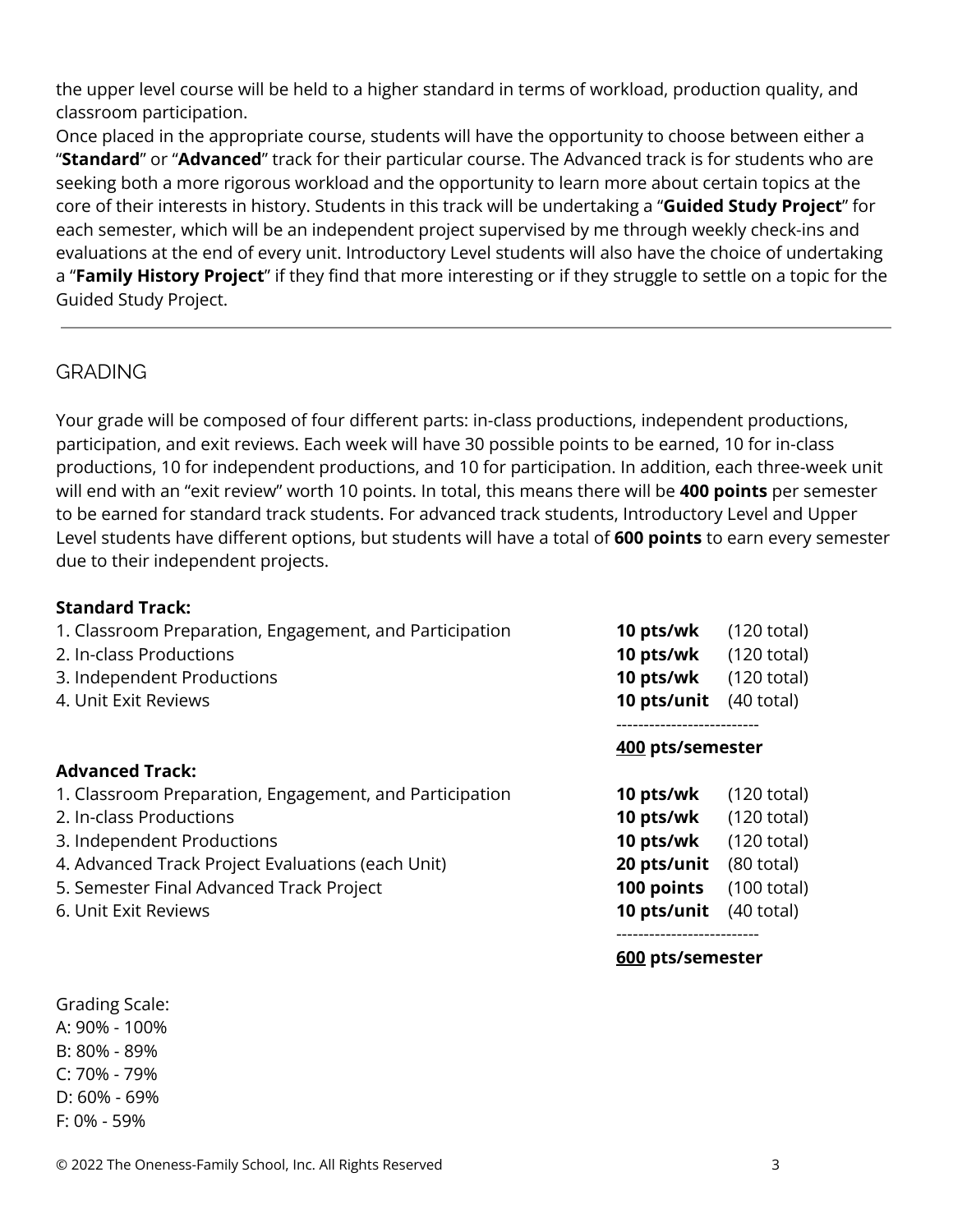the upper level course will be held to a higher standard in terms of workload, production quality, and classroom participation.

Once placed in the appropriate course, students will have the opportunity to choose between either a "**Standard**" or "**Advanced**" track for their particular course. The Advanced track is for students who are seeking both a more rigorous workload and the opportunity to learn more about certain topics at the core of their interests in history. Students in this track will be undertaking a "**Guided Study Project**" for each semester, which will be an independent project supervised by me through weekly check-ins and evaluations at the end of every unit. Introductory Level students will also have the choice of undertaking a "**Family History Project**" if they find that more interesting or if they struggle to settle on a topic for the Guided Study Project.

---

## GRADING

Your grade will be composed of four different parts: in-class productions, independent productions, participation, and exit reviews. Each week will have 30 possible points to be earned, 10 for in-class productions, 10 for independent productions, and 10 for participation. In addition, each three-week unit will end with an "exit review" worth 10 points. In total, this means there will be **400 points** per semester to be earned for standard track students. For advanced track students, Introductory Level and Upper Level students have different options, but students will have a total of **600 points** to earn every semester due to their independent projects.

**Standard Track:**

| | | |
|---|---|---|
| 1. Classroom Preparation, Engagement, and Participation | **10 pts/wk** | (120 total) |
| 2. In-class Productions | **10 pts/wk** | (120 total) |
| 3. Independent Productions | **10 pts/wk** | (120 total) |
| 4. Unit Exit Reviews | **10 pts/unit** | (40 total) |
| | **400 pts/semester** | |

**Advanced Track:**

| | | |
|---|---|---|
| 1. Classroom Preparation, Engagement, and Participation | **10 pts/wk** | (120 total) |
| 2. In-class Productions | **10 pts/wk** | (120 total) |
| 3. Independent Productions | **10 pts/wk** | (120 total) |
| 4. Advanced Track Project Evaluations (each Unit) | **20 pts/unit** | (80 total) |
| 5. Semester Final Advanced Track Project | **100 points** | (100 total) |
| 6. Unit Exit Reviews | **10 pts/unit** | (40 total) |
| | **600 pts/semester** | |

Grading Scale:
A: 90% - 100%
B: 80% - 89%
C: 70% - 79%
D: 60% - 69%
F: 0% - 59%

© 2022 The Oneness-Family School, Inc. All Rights Reserved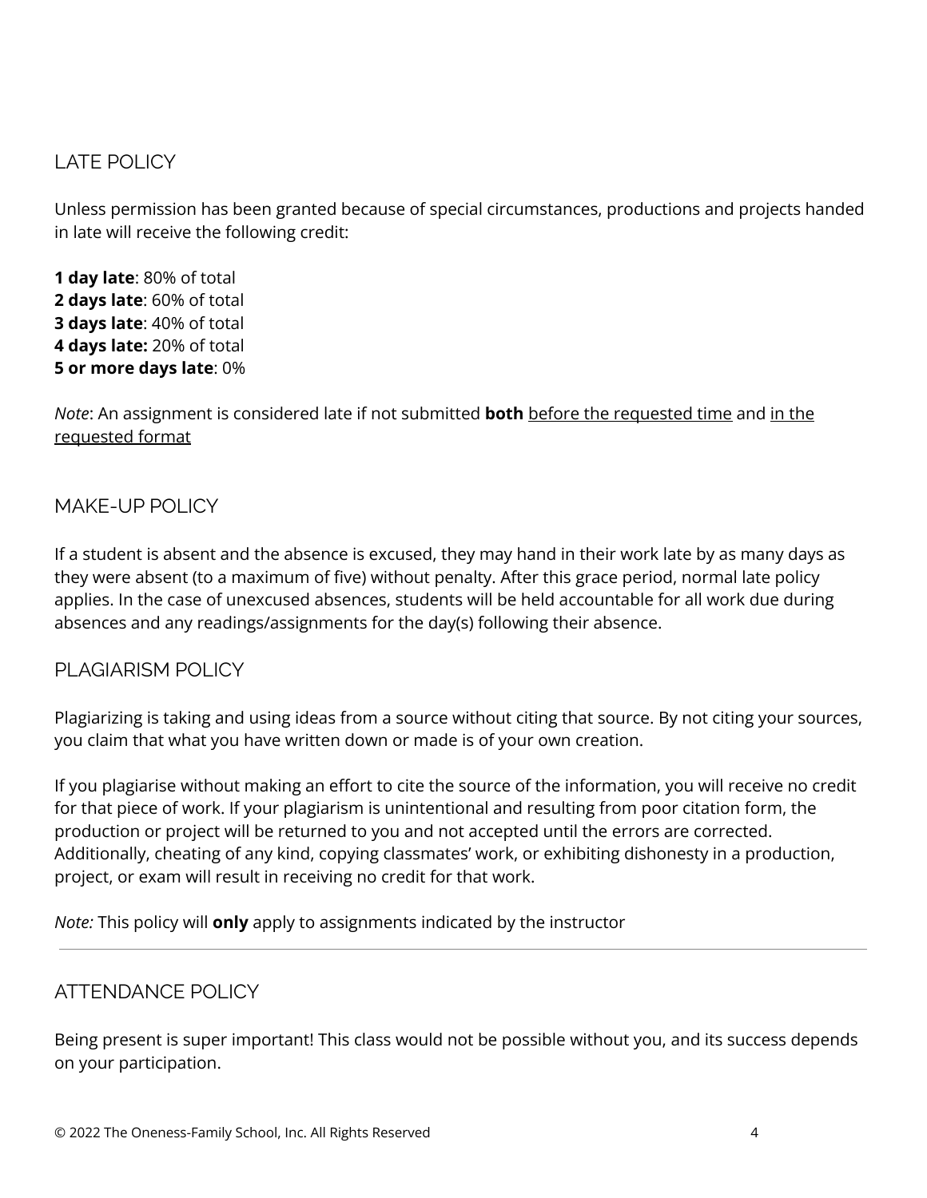## LATE POLICY

Unless permission has been granted because of special circumstances, productions and projects handed in late will receive the following credit:

**1 day late**: 80% of total
**2 days late**: 60% of total
**3 days late**: 40% of total
**4 days late:** 20% of total
**5 or more days late**: 0%

*Note*: An assignment is considered late if not submitted **both** <u>before the requested time</u> and <u>in the requested format</u>

## MAKE-UP POLICY

If a student is absent and the absence is excused, they may hand in their work late by as many days as they were absent (to a maximum of five) without penalty. After this grace period, normal late policy applies. In the case of unexcused absences, students will be held accountable for all work due during absences and any readings/assignments for the day(s) following their absence.

## PLAGIARISM POLICY

Plagiarizing is taking and using ideas from a source without citing that source. By not citing your sources, you claim that what you have written down or made is of your own creation.

If you plagiarise without making an effort to cite the source of the information, you will receive no credit for that piece of work. If your plagiarism is unintentional and resulting from poor citation form, the production or project will be returned to you and not accepted until the errors are corrected. Additionally, cheating of any kind, copying classmates' work, or exhibiting dishonesty in a production, project, or exam will result in receiving no credit for that work.

*Note:* This policy will **only** apply to assignments indicated by the instructor

---

## ATTENDANCE POLICY

Being present is super important! This class would not be possible without you, and its success depends on your participation.

© 2022 The Oneness-Family School, Inc. All Rights Reserved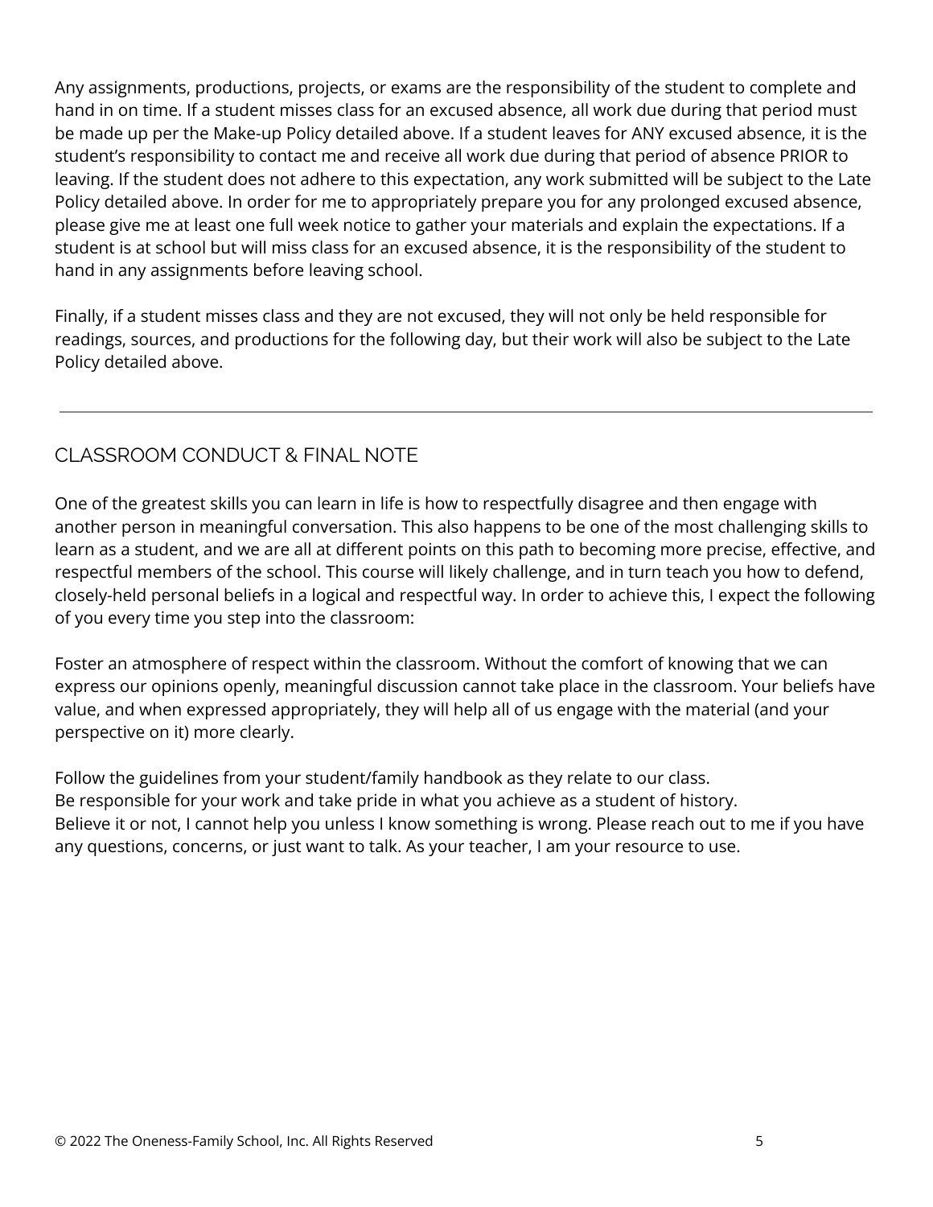Any assignments, productions, projects, or exams are the responsibility of the student to complete and hand in on time. If a student misses class for an excused absence, all work due during that period must be made up per the Make-up Policy detailed above. If a student leaves for ANY excused absence, it is the student's responsibility to contact me and receive all work due during that period of absence PRIOR to leaving. If the student does not adhere to this expectation, any work submitted will be subject to the Late Policy detailed above. In order for me to appropriately prepare you for any prolonged excused absence, please give me at least one full week notice to gather your materials and explain the expectations. If a student is at school but will miss class for an excused absence, it is the responsibility of the student to hand in any assignments before leaving school.

Finally, if a student misses class and they are not excused, they will not only be held responsible for readings, sources, and productions for the following day, but their work will also be subject to the Late Policy detailed above.

---

## CLASSROOM CONDUCT & FINAL NOTE

One of the greatest skills you can learn in life is how to respectfully disagree and then engage with another person in meaningful conversation. This also happens to be one of the most challenging skills to learn as a student, and we are all at different points on this path to becoming more precise, effective, and respectful members of the school. This course will likely challenge, and in turn teach you how to defend, closely-held personal beliefs in a logical and respectful way. In order to achieve this, I expect the following of you every time you step into the classroom:

Foster an atmosphere of respect within the classroom. Without the comfort of knowing that we can express our opinions openly, meaningful discussion cannot take place in the classroom. Your beliefs have value, and when expressed appropriately, they will help all of us engage with the material (and your perspective on it) more clearly.

Follow the guidelines from your student/family handbook as they relate to our class.
Be responsible for your work and take pride in what you achieve as a student of history.
Believe it or not, I cannot help you unless I know something is wrong. Please reach out to me if you have any questions, concerns, or just want to talk. As your teacher, I am your resource to use.

© 2022 The Oneness-Family School, Inc. All Rights Reserved